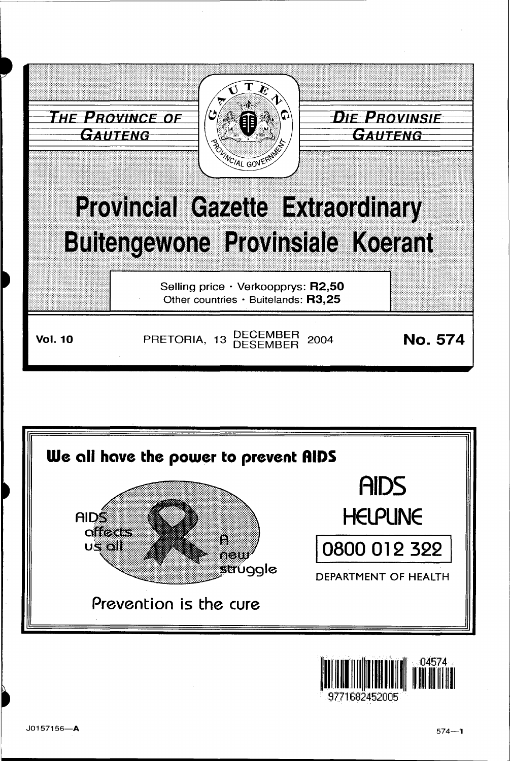**THE PROVINCE OF GAUTENG**

**DIE PROVINSIE GAUTENG**

# Provincial Gazette Extraordinary

# Buitengewone Provinsiale Koerant

Selling price · Verkoopprys: **R2,50**
Other countries · Buitelands: **R3,25**

**Vol. 10** PRETORIA, 13 DECEMBER / DESEMBER 2004 **No. 574**

**We all have the power to prevent AIDS**

AIDS affects us all

A new struggle

Prevention is the cure

**AIDS HELPLINE**

**0800 012 322**

DEPARTMENT OF HEALTH

9771682452005 04574

J0157156—A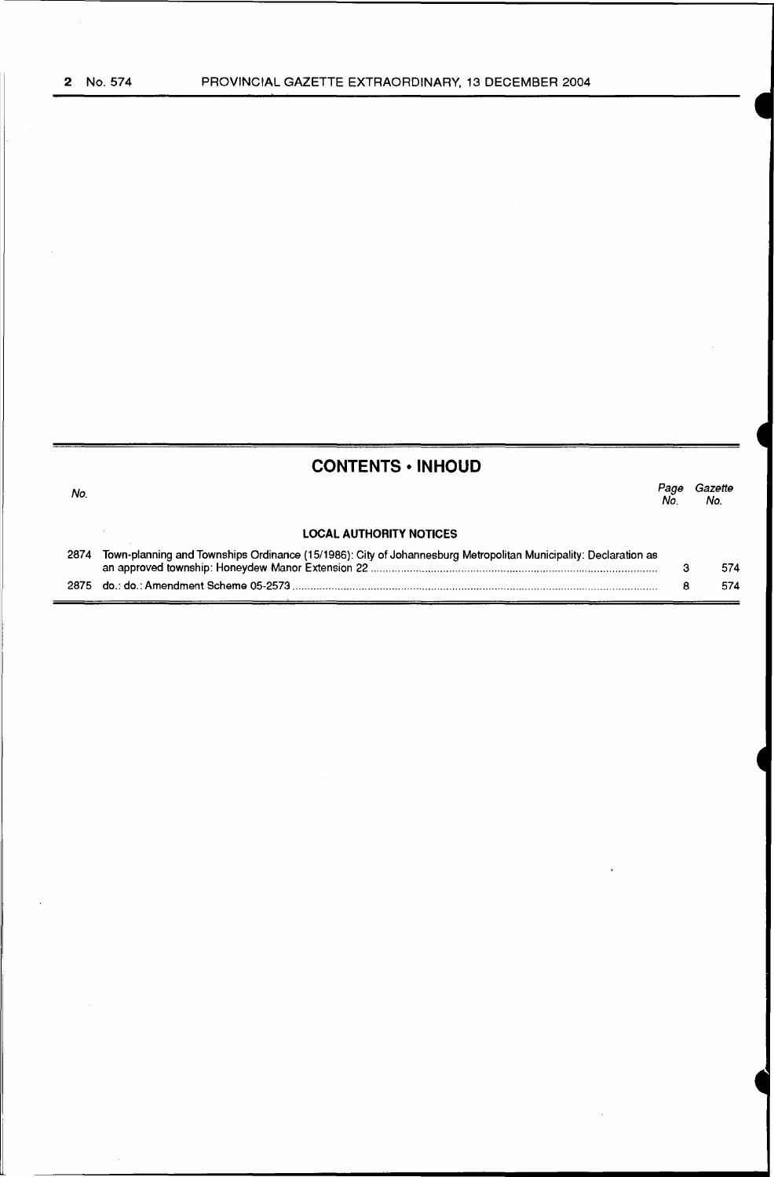## CONTENTS • INHOUD

| No. | | Page No. | Gazette No. |
|---|---|---|---|
| | **LOCAL AUTHORITY NOTICES** | | |
| 2874 | Town-planning and Townships Ordinance (15/1986): City of Johannesburg Metropolitan Municipality: Declaration as an approved township: Honeydew Manor Extension 22 | 3 | 574 |
| 2875 | do.: do.: Amendment Scheme 05-2573 | 8 | 574 |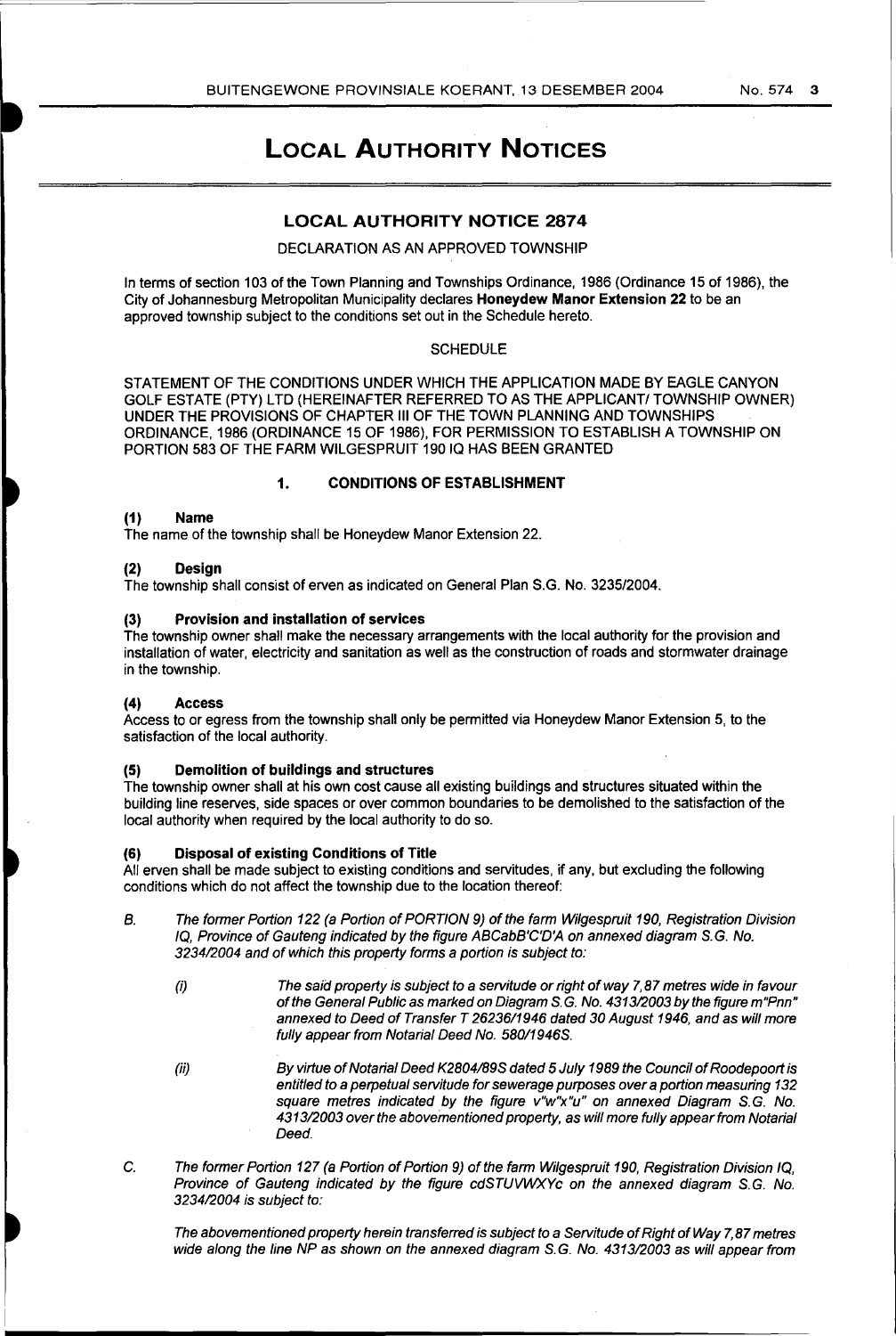# LOCAL AUTHORITY NOTICES

## LOCAL AUTHORITY NOTICE 2874

DECLARATION AS AN APPROVED TOWNSHIP

In terms of section 103 of the Town Planning and Townships Ordinance, 1986 (Ordinance 15 of 1986), the City of Johannesburg Metropolitan Municipality declares **Honeydew Manor Extension 22** to be an approved township subject to the conditions set out in the Schedule hereto.

SCHEDULE

STATEMENT OF THE CONDITIONS UNDER WHICH THE APPLICATION MADE BY EAGLE CANYON GOLF ESTATE (PTY) LTD (HEREINAFTER REFERRED TO AS THE APPLICANT/ TOWNSHIP OWNER) UNDER THE PROVISIONS OF CHAPTER III OF THE TOWN PLANNING AND TOWNSHIPS ORDINANCE, 1986 (ORDINANCE 15 OF 1986), FOR PERMISSION TO ESTABLISH A TOWNSHIP ON PORTION 583 OF THE FARM WILGESPRUIT 190 IQ HAS BEEN GRANTED

### 1. CONDITIONS OF ESTABLISHMENT

**(1) Name**
The name of the township shall be Honeydew Manor Extension 22.

**(2) Design**
The township shall consist of erven as indicated on General Plan S.G. No. 3235/2004.

**(3) Provision and installation of services**
The township owner shall make the necessary arrangements with the local authority for the provision and installation of water, electricity and sanitation as well as the construction of roads and stormwater drainage in the township.

**(4) Access**
Access to or egress from the township shall only be permitted via Honeydew Manor Extension 5, to the satisfaction of the local authority.

**(5) Demolition of buildings and structures**
The township owner shall at his own cost cause all existing buildings and structures situated within the building line reserves, side spaces or over common boundaries to be demolished to the satisfaction of the local authority when required by the local authority to do so.

**(6) Disposal of existing Conditions of Title**
All erven shall be made subject to existing conditions and servitudes, if any, but excluding the following conditions which do not affect the township due to the location thereof:

B. *The former Portion 122 (a Portion of PORTION 9) of the farm Wilgespruit 190, Registration Division IQ, Province of Gauteng indicated by the figure ABCabB'C'D'A on annexed diagram S.G. No. 3234/2004 and of which this property forms a portion is subject to:*

(i) *The said property is subject to a servitude or right of way 7,87 metres wide in favour of the General Public as marked on Diagram S.G. No. 4313/2003 by the figure m"Pnn" annexed to Deed of Transfer T 26236/1946 dated 30 August 1946, and as will more fully appear from Notarial Deed No. 580/1946S.*

(ii) *By virtue of Notarial Deed K2804/89S dated 5 July 1989 the Council of Roodepoort is entitled to a perpetual servitude for sewerage purposes over a portion measuring 132 square metres indicated by the figure v"w"x"u" on annexed Diagram S.G. No. 4313/2003 over the abovementioned property, as will more fully appear from Notarial Deed.*

C. *The former Portion 127 (a Portion of Portion 9) of the farm Wilgespruit 190, Registration Division IQ, Province of Gauteng indicated by the figure cdSTUVWXYc on the annexed diagram S.G. No. 3234/2004 is subject to:*

*The abovementioned property herein transferred is subject to a Servitude of Right of Way 7,87 metres wide along the line NP as shown on the annexed diagram S.G. No. 4313/2003 as will appear from*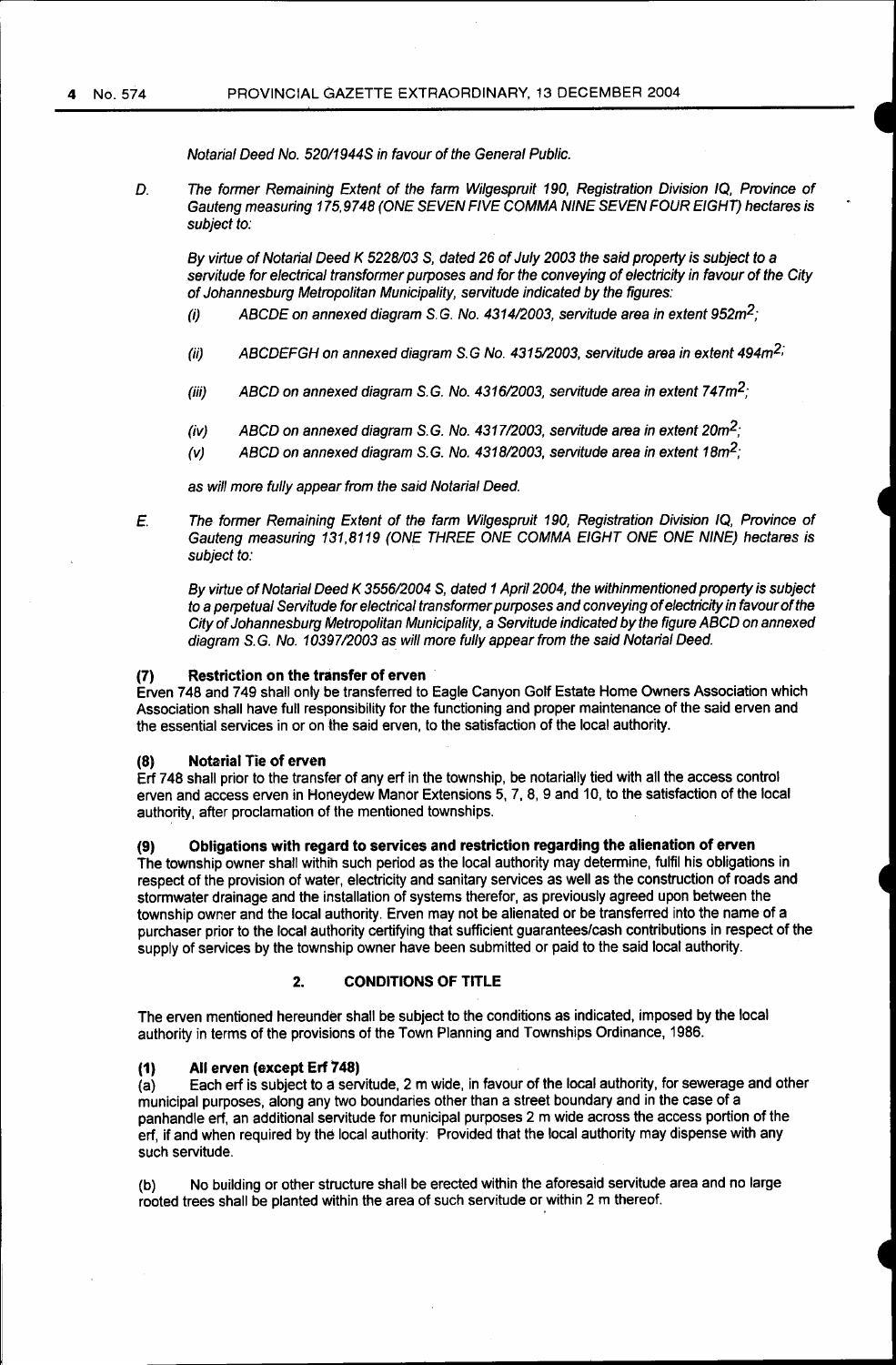*Notarial Deed No. 520/1944S in favour of the General Public.*

D. *The former Remaining Extent of the farm Wilgespruit 190, Registration Division IQ, Province of Gauteng measuring 175,9748 (ONE SEVEN FIVE COMMA NINE SEVEN FOUR EIGHT) hectares is subject to:*

*By virtue of Notarial Deed K 5228/03 S, dated 26 of July 2003 the said property is subject to a servitude for electrical transformer purposes and for the conveying of electricity in favour of the City of Johannesburg Metropolitan Municipality, servitude indicated by the figures:*

(i) *ABCDE on annexed diagram S.G. No. 4314/2003, servitude area in extent 952m$^2$;*

(ii) *ABCDEFGH on annexed diagram S.G No. 4315/2003, servitude area in extent 494m$^2$;*

(iii) *ABCD on annexed diagram S.G. No. 4316/2003, servitude area in extent 747m$^2$;*

(iv) *ABCD on annexed diagram S.G. No. 4317/2003, servitude area in extent 20m$^2$;*

(v) *ABCD on annexed diagram S.G. No. 4318/2003, servitude area in extent 18m$^2$;*

*as will more fully appear from the said Notarial Deed.*

E. *The former Remaining Extent of the farm Wilgespruit 190, Registration Division IQ, Province of Gauteng measuring 131,8119 (ONE THREE ONE COMMA EIGHT ONE ONE NINE) hectares is subject to:*

*By virtue of Notarial Deed K 3556/2004 S, dated 1 April 2004, the withinmentioned property is subject to a perpetual Servitude for electrical transformer purposes and conveying of electricity in favour of the City of Johannesburg Metropolitan Municipality, a Servitude indicated by the figure ABCD on annexed diagram S.G. No. 10397/2003 as will more fully appear from the said Notarial Deed.*

**(7) Restriction on the transfer of erven**

Erven 748 and 749 shall only be transferred to Eagle Canyon Golf Estate Home Owners Association which Association shall have full responsibility for the functioning and proper maintenance of the said erven and the essential services in or on the said erven, to the satisfaction of the local authority.

**(8) Notarial Tie of erven**

Erf 748 shall prior to the transfer of any erf in the township, be notarially tied with all the access control erven and access erven in Honeydew Manor Extensions 5, 7, 8, 9 and 10, to the satisfaction of the local authority, after proclamation of the mentioned townships.

**(9) Obligations with regard to services and restriction regarding the alienation of erven**

The township owner shall within such period as the local authority may determine, fulfil his obligations in respect of the provision of water, electricity and sanitary services as well as the construction of roads and stormwater drainage and the installation of systems therefor, as previously agreed upon between the township owner and the local authority. Erven may not be alienated or be transferred into the name of a purchaser prior to the local authority certifying that sufficient guarantees/cash contributions in respect of the supply of services by the township owner have been submitted or paid to the said local authority.

## 2. CONDITIONS OF TITLE

The erven mentioned hereunder shall be subject to the conditions as indicated, imposed by the local authority in terms of the provisions of the Town Planning and Townships Ordinance, 1986.

**(1) All erven (except Erf 748)**

(a) Each erf is subject to a servitude, 2 m wide, in favour of the local authority, for sewerage and other municipal purposes, along any two boundaries other than a street boundary and in the case of a panhandle erf, an additional servitude for municipal purposes 2 m wide across the access portion of the erf, if and when required by the local authority: Provided that the local authority may dispense with any such servitude.

(b) No building or other structure shall be erected within the aforesaid servitude area and no large rooted trees shall be planted within the area of such servitude or within 2 m thereof.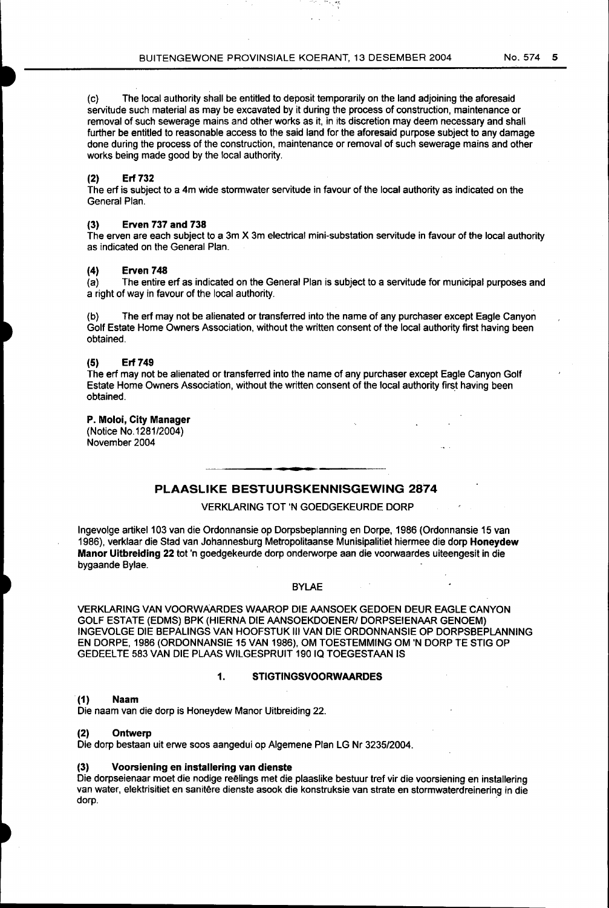(c) The local authority shall be entitled to deposit temporarily on the land adjoining the aforesaid servitude such material as may be excavated by it during the process of construction, maintenance or removal of such sewerage mains and other works as it, in its discretion may deem necessary and shall further be entitled to reasonable access to the said land for the aforesaid purpose subject to any damage done during the process of the construction, maintenance or removal of such sewerage mains and other works being made good by the local authority.

**(2) Erf 732**

The erf is subject to a 4m wide stormwater servitude in favour of the local authority as indicated on the General Plan.

**(3) Erven 737 and 738**

The erven are each subject to a 3m X 3m electrical mini-substation servitude in favour of the local authority as indicated on the General Plan.

**(4) Erven 748**

(a) The entire erf as indicated on the General Plan is subject to a servitude for municipal purposes and a right of way in favour of the local authority.

(b) The erf may not be alienated or transferred into the name of any purchaser except Eagle Canyon Golf Estate Home Owners Association, without the written consent of the local authority first having been obtained.

**(5) Erf 749**

The erf may not be alienated or transferred into the name of any purchaser except Eagle Canyon Golf Estate Home Owners Association, without the written consent of the local authority first having been obtained.

**P. Moloi, City Manager**
(Notice No.1281/2004)
November 2004

## PLAASLIKE BESTUURSKENNISGEWING 2874

VERKLARING TOT 'N GOEDGEKEURDE DORP

Ingevolge artikel 103 van die Ordonnansie op Dorpsbeplanning en Dorpe, 1986 (Ordonnansie 15 van 1986), verklaar die Stad van Johannesburg Metropolitaanse Munisipaliteit hiermee die dorp **Honeydew Manor Uitbreiding 22** tot 'n goedgekeurde dorp onderworpe aan die voorwaardes uiteengesit in die bygaande Bylae.

BYLAE

VERKLARING VAN VOORWAARDES WAAROP DIE AANSOEK GEDOEN DEUR EAGLE CANYON GOLF ESTATE (EDMS) BPK (HIERNA DIE AANSOEKDOENER/ DORPSEIENAAR GENOEM) INGEVOLGE DIE BEPALINGS VAN HOOFSTUK III VAN DIE ORDONNANSIE OP DORPSBEPLANNING EN DORPE, 1986 (ORDONNANSIE 15 VAN 1986), OM TOESTEMMING OM 'N DORP TE STIG OP GEDEELTE 583 VAN DIE PLAAS WILGESPRUIT 190 IQ TOEGESTAAN IS

### 1. STIGTINGSVOORWAARDES

**(1) Naam**

Die naam van die dorp is Honeydew Manor Uitbreiding 22.

**(2) Ontwerp**

Die dorp bestaan uit erwe soos aangedui op Algemene Plan LG Nr 3235/2004.

**(3) Voorsiening en installering van dienste**

Die dorpseienaar moet die nodige reëlings met die plaaslike bestuur tref vir die voorsiening en installering van water, elektrisitiet en sanitêre dienste asook die konstruksie van strate en stormwaterdreinering in die dorp.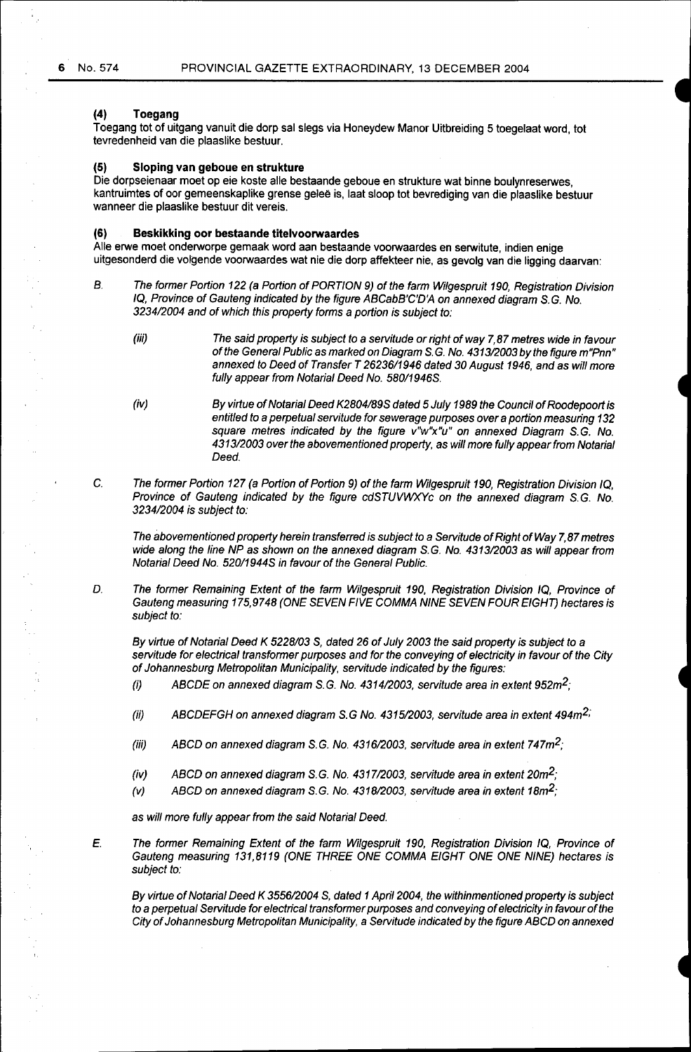#### (4) Toegang

Toegang tot of uitgang vanuit die dorp sal slegs via Honeydew Manor Uitbreiding 5 toegelaat word, tot tevredenheid van die plaaslike bestuur.

#### (5) Sloping van geboue en strukture

Die dorpseienaar moet op eie koste alle bestaande geboue en strukture wat binne boulynreserwes, kantruimtes of oor gemeenskaplike grense geleë is, laat sloop tot bevrediging van die plaaslike bestuur wanneer die plaaslike bestuur dit vereis.

#### (6) Beskikking oor bestaande titelvoorwaardes

Alle erwe moet onderworpe gemaak word aan bestaande voorwaardes en serwitute, indien enige uitgesonderd die volgende voorwaardes wat nie die dorp affekteer nie, as gevolg van die ligging daarvan:

B. *The former Portion 122 (a Portion of PORTION 9) of the farm Wilgespruit 190, Registration Division IQ, Province of Gauteng indicated by the figure ABCabB'C'D'A on annexed diagram S.G. No. 3234/2004 and of which this property forms a portion is subject to:*

(iii) *The said property is subject to a servitude or right of way 7,87 metres wide in favour of the General Public as marked on Diagram S.G. No. 4313/2003 by the figure m"Pnn" annexed to Deed of Transfer T 26236/1946 dated 30 August 1946, and as will more fully appear from Notarial Deed No. 580/1946S.*

(iv) *By virtue of Notarial Deed K2804/89S dated 5 July 1989 the Council of Roodepoort is entitled to a perpetual servitude for sewerage purposes over a portion measuring 132 square metres indicated by the figure v"w"x"u" on annexed Diagram S.G. No. 4313/2003 over the abovementioned property, as will more fully appear from Notarial Deed.*

C. *The former Portion 127 (a Portion of Portion 9) of the farm Wilgespruit 190, Registration Division IQ, Province of Gauteng indicated by the figure cdSTUVWXYc on the annexed diagram S.G. No. 3234/2004 is subject to:*

*The abovementioned property herein transferred is subject to a Servitude of Right of Way 7,87 metres wide along the line NP as shown on the annexed diagram S.G. No. 4313/2003 as will appear from Notarial Deed No. 520/1944S in favour of the General Public.*

D. *The former Remaining Extent of the farm Wilgespruit 190, Registration Division IQ, Province of Gauteng measuring 175,9748 (ONE SEVEN FIVE COMMA NINE SEVEN FOUR EIGHT) hectares is subject to:*

*By virtue of Notarial Deed K 5228/03 S, dated 26 of July 2003 the said property is subject to a servitude for electrical transformer purposes and for the conveying of electricity in favour of the City of Johannesburg Metropolitan Municipality, servitude indicated by the figures:*

(i) *ABCDE on annexed diagram S.G. No. 4314/2003, servitude area in extent 952m²;*

(ii) *ABCDEFGH on annexed diagram S.G No. 4315/2003, servitude area in extent 494m²;*

(iii) *ABCD on annexed diagram S.G. No. 4316/2003, servitude area in extent 747m²;*

(iv) *ABCD on annexed diagram S.G. No. 4317/2003, servitude area in extent 20m²;*

(v) *ABCD on annexed diagram S.G. No. 4318/2003, servitude area in extent 18m²;*

*as will more fully appear from the said Notarial Deed.*

E. *The former Remaining Extent of the farm Wilgespruit 190, Registration Division IQ, Province of Gauteng measuring 131,8119 (ONE THREE ONE COMMA EIGHT ONE ONE NINE) hectares is subject to:*

*By virtue of Notarial Deed K 3556/2004 S, dated 1 April 2004, the withinmentioned property is subject to a perpetual Servitude for electrical transformer purposes and conveying of electricity in favour of the City of Johannesburg Metropolitan Municipality, a Servitude indicated by the figure ABCD on annexed*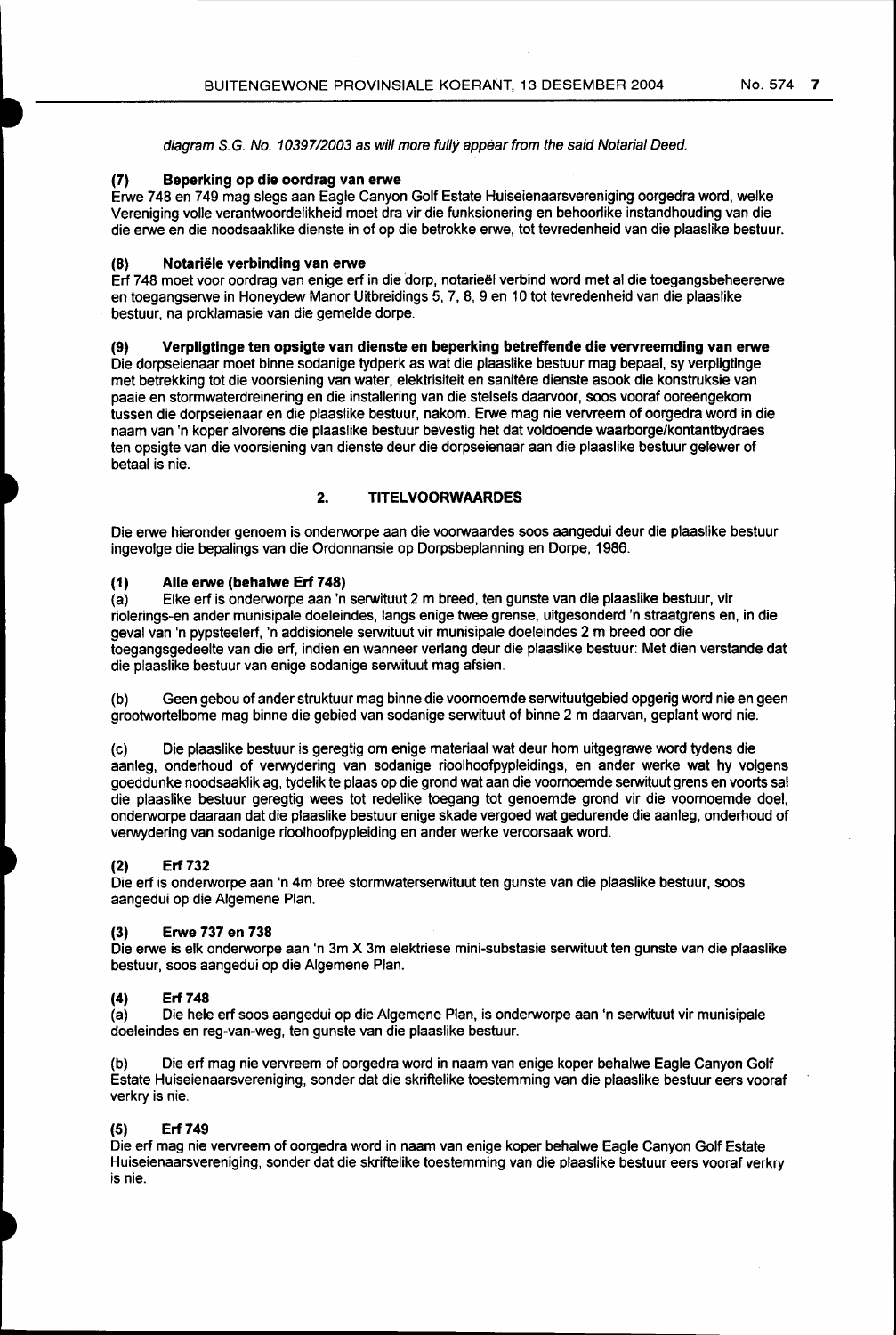*diagram S.G. No. 10397/2003 as will more fully appear from the said Notarial Deed.*

**(7) Beperking op die oordrag van erwe**

Erwe 748 en 749 mag slegs aan Eagle Canyon Golf Estate Huiseienaarsvereniging oorgedra word, welke Vereniging volle verantwoordelikheid moet dra vir die funksionering en behoorlike instandhouding van die die erwe en die noodsaaklike dienste in of op die betrokke erwe, tot tevredenheid van die plaaslike bestuur.

**(8) Notariële verbinding van erwe**

Erf 748 moet voor oordrag van enige erf in die dorp, notarieël verbind word met al die toegangsbeheererwe en toegangserwe in Honeydew Manor Uitbreidings 5, 7, 8, 9 en 10 tot tevredenheid van die plaaslike bestuur, na proklamasie van die gemelde dorpe.

**(9) Verpligtinge ten opsigte van dienste en beperking betreffende die vervreemding van erwe**

Die dorpseienaar moet binne sodanige tydperk as wat die plaaslike bestuur mag bepaal, sy verpligtinge met betrekking tot die voorsiening van water, elektrisiteit en sanitêre dienste asook die konstruksie van paaie en stormwaterdreinering en die installering van die stelsels daarvoor, soos vooraf ooreengekom tussen die dorpseienaar en die plaaslike bestuur, nakom. Erwe mag nie vervreem of oorgedra word in die naam van 'n koper alvorens die plaaslike bestuur bevestig het dat voldoende waarborge/kontantbydraes ten opsigte van die voorsiening van dienste deur die dorpseienaar aan die plaaslike bestuur gelewer of betaal is nie.

## 2. TITELVOORWAARDES

Die erwe hieronder genoem is onderworpe aan die voorwaardes soos aangedui deur die plaaslike bestuur ingevolge die bepalings van die Ordonnansie op Dorpsbeplanning en Dorpe, 1986.

**(1) Alle erwe (behalwe Erf 748)**

(a) Elke erf is onderworpe aan 'n serwituut 2 m breed, ten gunste van die plaaslike bestuur, vir riolerings-en ander munisipale doeleindes, langs enige twee grense, uitgesonderd 'n straatgrens en, in die geval van 'n pypsteelerf, 'n addisionele serwituut vir munisipale doeleindes 2 m breed oor die toegangsgedeelte van die erf, indien en wanneer verlang deur die plaaslike bestuur: Met dien verstande dat die plaaslike bestuur van enige sodanige serwituut mag afsien.

(b) Geen gebou of ander struktuur mag binne die voornoemde serwituutgebied opgerig word nie en geen grootwortelbome mag binne die gebied van sodanige serwituut of binne 2 m daarvan, geplant word nie.

(c) Die plaaslike bestuur is geregtig om enige materiaal wat deur hom uitgegrawe word tydens die aanleg, onderhoud of verwydering van sodanige rioolhoofpypleidings, en ander werke wat hy volgens goeddunke noodsaaklik ag, tydelik te plaas op die grond wat aan die voornoemde serwituut grens en voorts sal die plaaslike bestuur geregtig wees tot redelike toegang tot genoemde grond vir die voornoemde doel, onderworpe daaraan dat die plaaslike bestuur enige skade vergoed wat gedurende die aanleg, onderhoud of verwydering van sodanige rioolhoofpypleiding en ander werke veroorsaak word.

**(2) Erf 732**

Die erf is onderworpe aan 'n 4m breë stormwaterserwituut ten gunste van die plaaslike bestuur, soos aangedui op die Algemene Plan.

**(3) Erwe 737 en 738**

Die erwe is elk onderworpe aan 'n 3m X 3m elektriese mini-substasie serwituut ten gunste van die plaaslike bestuur, soos aangedui op die Algemene Plan.

**(4) Erf 748**

(a) Die hele erf soos aangedui op die Algemene Plan, is onderworpe aan 'n serwituut vir munisipale doeleindes en reg-van-weg, ten gunste van die plaaslike bestuur.

(b) Die erf mag nie vervreem of oorgedra word in naam van enige koper behalwe Eagle Canyon Golf Estate Huiseienaarsvereniging, sonder dat die skriftelike toestemming van die plaaslike bestuur eers vooraf verkry is nie.

**(5) Erf 749**

Die erf mag nie vervreem of oorgedra word in naam van enige koper behalwe Eagle Canyon Golf Estate Huiseienaarsvereniging, sonder dat die skriftelike toestemming van die plaaslike bestuur eers vooraf verkry is nie.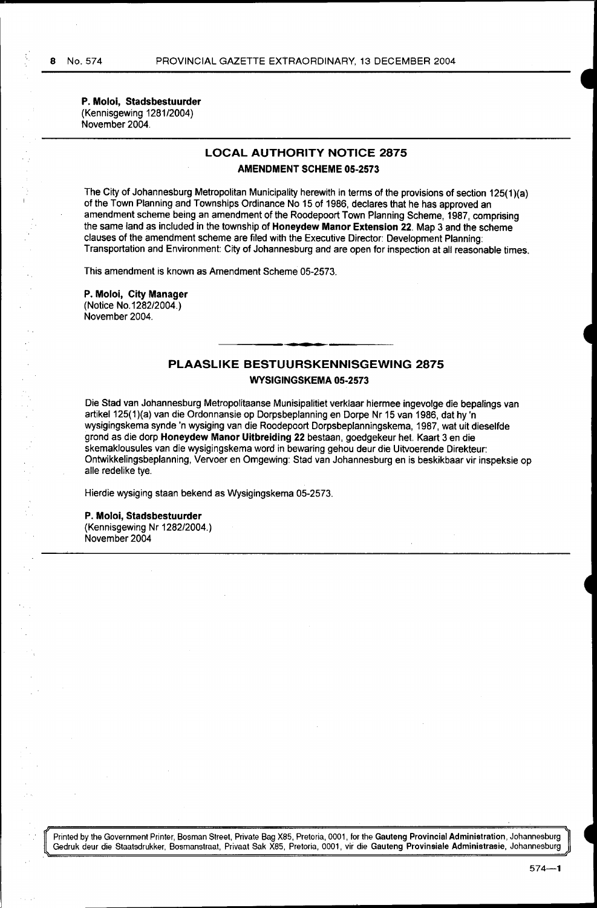**P. Moloi, Stadsbestuurder**
(Kennisgewing 1281/2004)
November 2004.

## LOCAL AUTHORITY NOTICE 2875

### AMENDMENT SCHEME 05-2573

The City of Johannesburg Metropolitan Municipality herewith in terms of the provisions of section 125(1)(a) of the Town Planning and Townships Ordinance No 15 of 1986, declares that he has approved an amendment scheme being an amendment of the Roodepoort Town Planning Scheme, 1987, comprising the same land as included in the township of **Honeydew Manor Extension 22**. Map 3 and the scheme clauses of the amendment scheme are filed with the Executive Director: Development Planning: Transportation and Environment: City of Johannesburg and are open for inspection at all reasonable times.

This amendment is known as Amendment Scheme 05-2573.

**P. Moloi, City Manager**
(Notice No.1282/2004.)
November 2004.

## PLAASLIKE BESTUURSKENNISGEWING 2875

### WYSIGINGSKEMA 05-2573

Die Stad van Johannesburg Metropolitaanse Munisipaliteit verklaar hiermee ingevolge die bepalings van artikel 125(1)(a) van die Ordonnansie op Dorpsbeplanning en Dorpe Nr 15 van 1986, dat hy 'n wysigingskema synde 'n wysiging van die Roodepoort Dorpsbeplanningskema, 1987, wat uit dieselfde grond as die dorp **Honeydew Manor Uitbreiding 22** bestaan, goedgekeur het. Kaart 3 en die skemaklousules van die wysigingskema word in bewaring gehou deur die Uitvoerende Direkteur: Ontwikkelingsbeplanning, Vervoer en Omgewing: Stad van Johannesburg en is beskikbaar vir inspeksie op alle redelike tye.

Hierdie wysiging staan bekend as Wysigingskema 05-2573.

**P. Moloi, Stadsbestuurder**
(Kennisgewing Nr 1282/2004.)
November 2004

Printed by the Government Printer, Bosman Street, Private Bag X85, Pretoria, 0001, for the **Gauteng Provincial Administration**, Johannesburg
Gedruk deur die Staatsdrukker, Bosmanstraat, Privaat Sak X85, Pretoria, 0001, vir die **Gauteng Provinsiale Administrasie**, Johannesburg

574—1